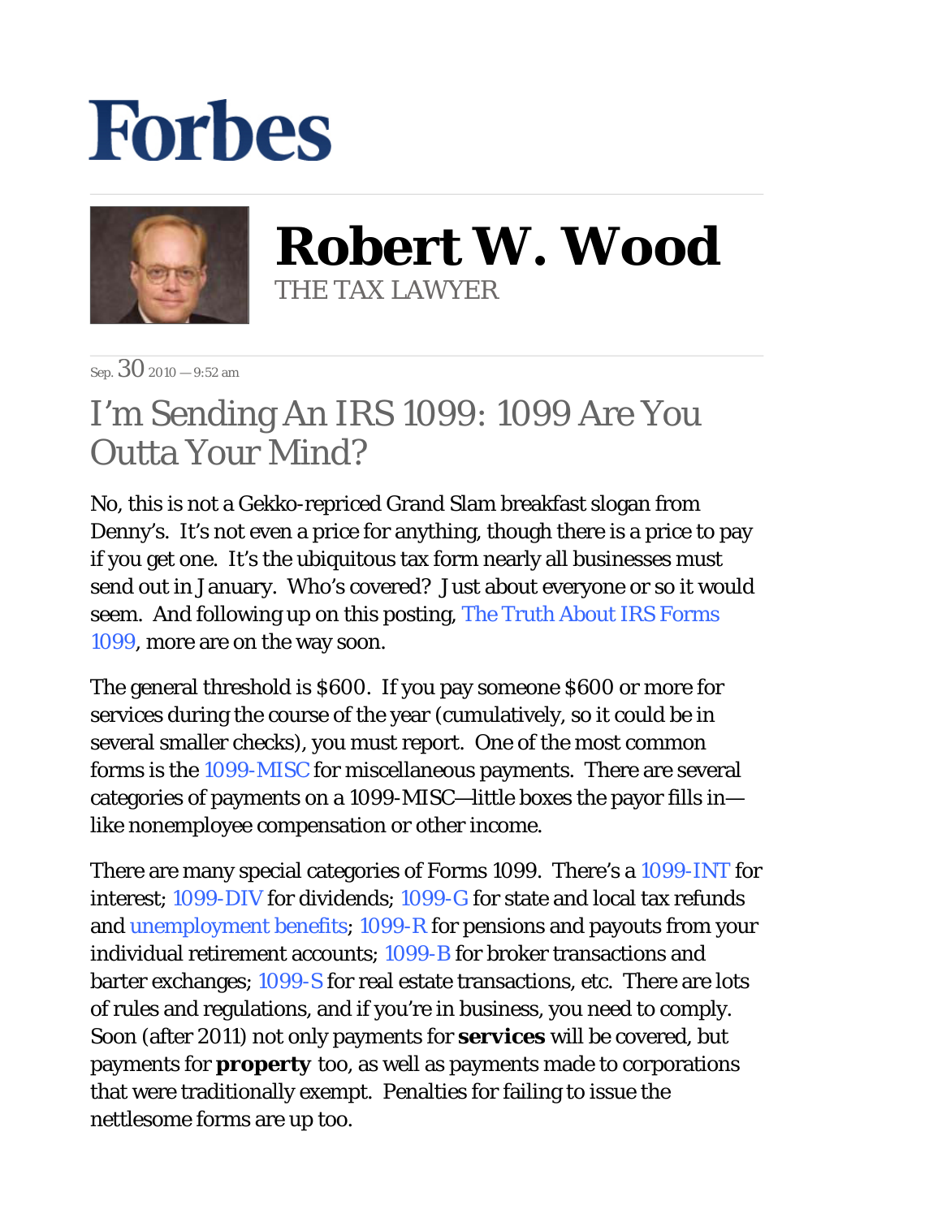# Forbes

**Robert W. Wood**
THE TAX LAWYER

Sep. 30 2010 — 9:52 am

## I'm Sending An IRS 1099: 1099 Are You Outta Your Mind?

No, this is not a Gekko-repriced Grand Slam breakfast slogan from Denny's. It's not even a price for anything, though there is a price to pay if you get one. It's the ubiquitous tax form nearly all businesses must send out in January. Who's covered? Just about everyone or so it would seem. And following up on this posting, The Truth About IRS Forms 1099, more are on the way soon.

The general threshold is $600. If you pay someone $600 or more for services during the course of the year (cumulatively, so it could be in several smaller checks), you must report. One of the most common forms is the 1099-MISC for miscellaneous payments. There are several categories of payments on a 1099-MISC—little boxes the payor fills in—like nonemployee compensation or other income.

There are many special categories of Forms 1099. There's a 1099-INT for interest; 1099-DIV for dividends; 1099-G for state and local tax refunds and unemployment benefits; 1099-R for pensions and payouts from your individual retirement accounts; 1099-B for broker transactions and barter exchanges; 1099-S for real estate transactions, etc. There are lots of rules and regulations, and if you're in business, you need to comply. Soon (after 2011) not only payments for **services** will be covered, but payments for **property** too, as well as payments made to corporations that were traditionally exempt. Penalties for failing to issue the nettlesome forms are up too.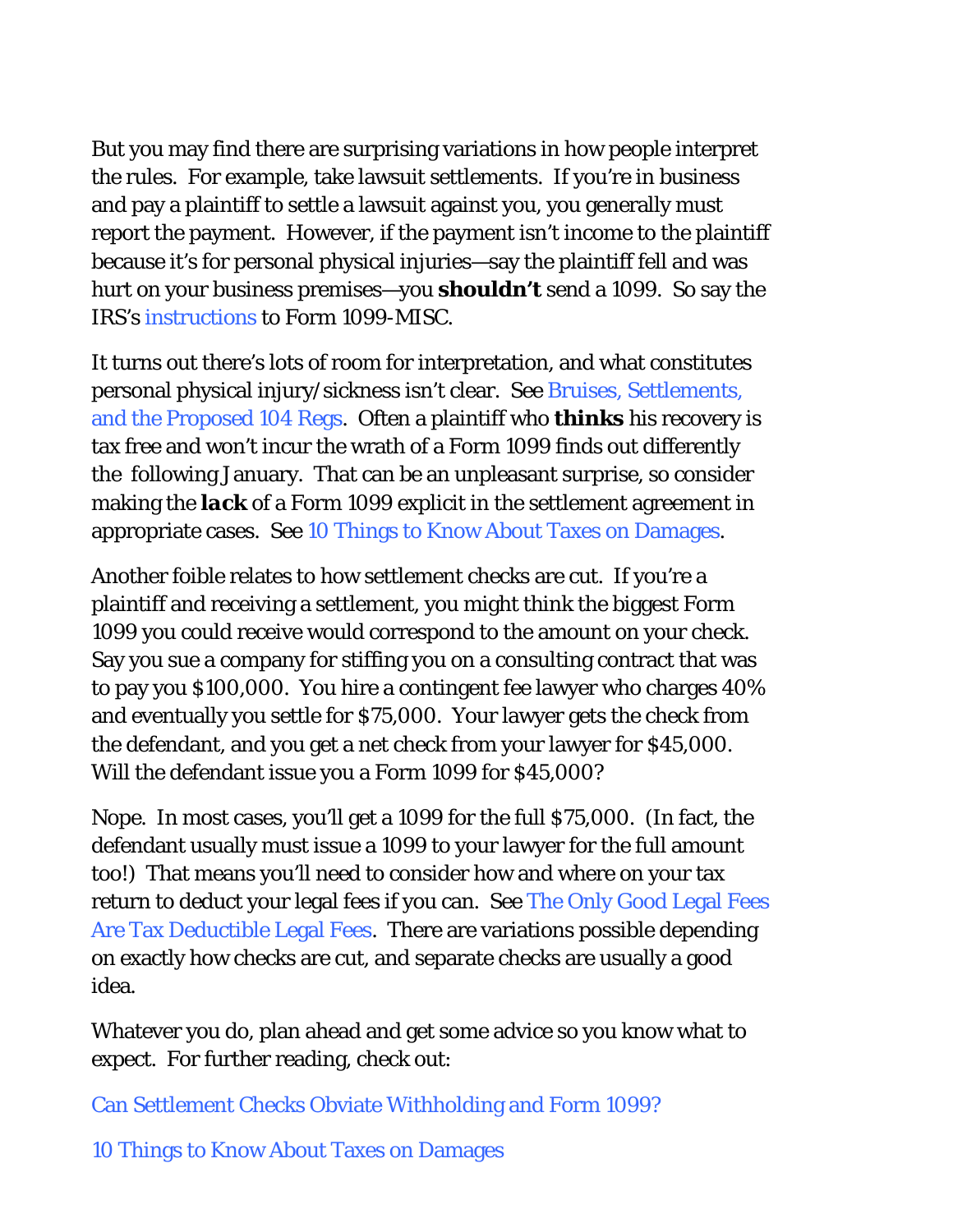But you may find there are surprising variations in how people interpret the rules. For example, take lawsuit settlements. If you're in business and pay a plaintiff to settle a lawsuit against you, you generally must report the payment. However, if the payment isn't income to the plaintiff because it's for personal physical injuries—say the plaintiff fell and was hurt on your business premises—you **shouldn't** send a 1099. So say the IRS's instructions to Form 1099-MISC.

It turns out there's lots of room for interpretation, and what constitutes personal physical injury/sickness isn't clear. See Bruises, Settlements, and the Proposed 104 Regs. Often a plaintiff who **thinks** his recovery is tax free and won't incur the wrath of a Form 1099 finds out differently the following January. That can be an unpleasant surprise, so consider making the **lack** of a Form 1099 explicit in the settlement agreement in appropriate cases. See 10 Things to Know About Taxes on Damages.

Another foible relates to how settlement checks are cut. If you're a plaintiff and receiving a settlement, you might think the biggest Form 1099 you could receive would correspond to the amount on your check. Say you sue a company for stiffing you on a consulting contract that was to pay you $100,000. You hire a contingent fee lawyer who charges 40% and eventually you settle for $75,000. Your lawyer gets the check from the defendant, and you get a net check from your lawyer for $45,000. Will the defendant issue you a Form 1099 for $45,000?

Nope. In most cases, you'll get a 1099 for the full $75,000. (In fact, the defendant usually must issue a 1099 to your lawyer for the full amount too!) That means you'll need to consider how and where on your tax return to deduct your legal fees if you can. See The Only Good Legal Fees Are Tax Deductible Legal Fees. There are variations possible depending on exactly how checks are cut, and separate checks are usually a good idea.

Whatever you do, plan ahead and get some advice so you know what to expect. For further reading, check out:

Can Settlement Checks Obviate Withholding and Form 1099?

10 Things to Know About Taxes on Damages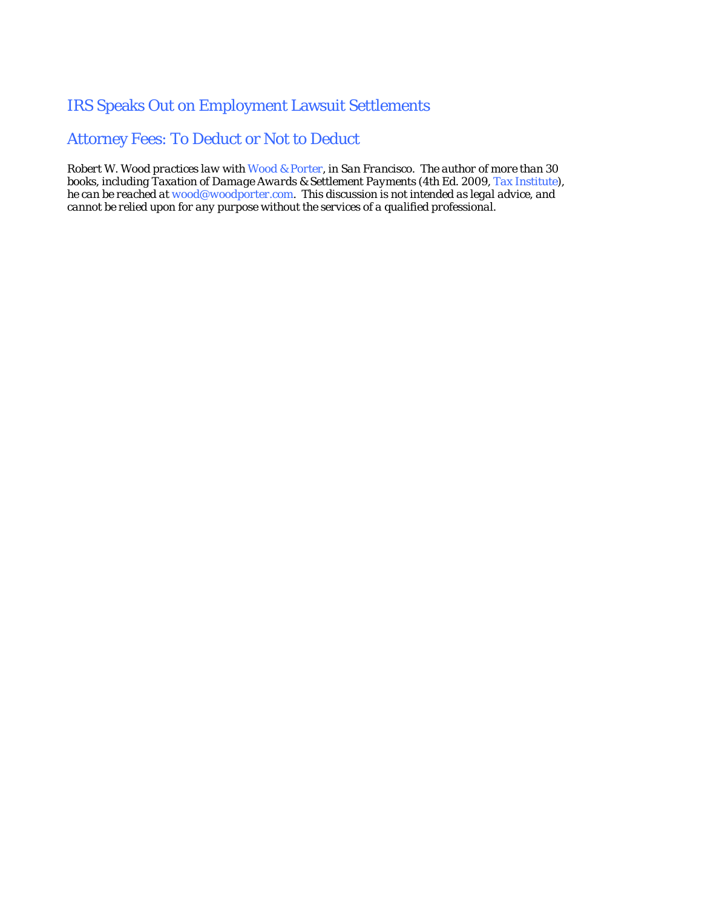IRS Speaks Out on Employment Lawsuit Settlements

Attorney Fees: To Deduct or Not to Deduct

*Robert W. Wood practices law with Wood & Porter, in San Francisco. The author of more than 30 books, including Taxation of Damage Awards & Settlement Payments (4th Ed. 2009, Tax Institute), he can be reached at wood@woodporter.com. This discussion is not intended as legal advice, and cannot be relied upon for any purpose without the services of a qualified professional.*